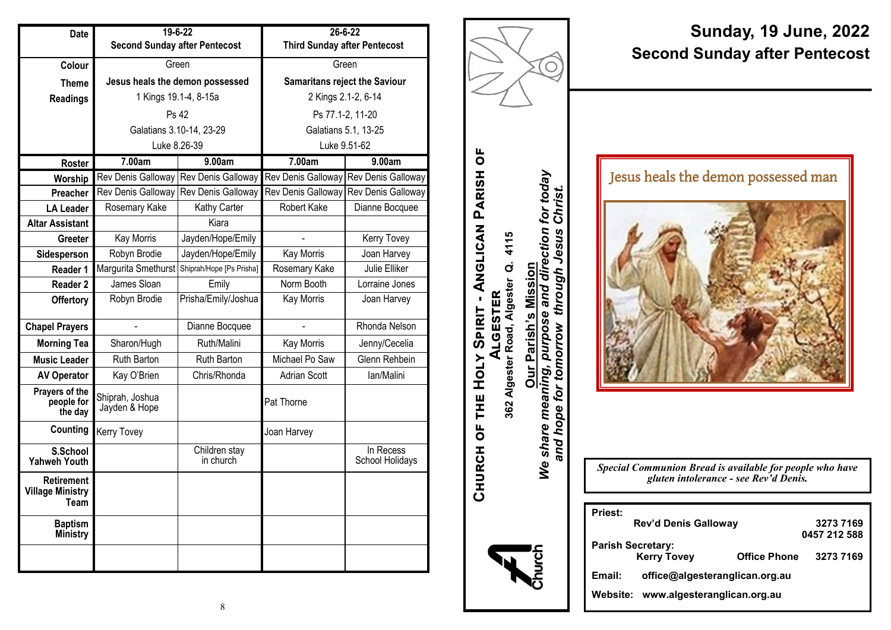| Date | 19-6-22 Second Sunday after Pentecost | | 26-6-22 Third Sunday after Pentecost | |
|---|---|---|---|---|
| Colour | Green | | Green | |
| Theme | Jesus heals the demon possessed | | Samaritans reject the Saviour | |
| Readings | 1 Kings 19.1-4, 8-15a | | 2 Kings 2.1-2, 6-14 | |
| | Ps 42 | | Ps 77.1-2, 11-20 | |
| | Galatians 3.10-14, 23-29 | | Galatians 5.1, 13-25 | |
| | Luke 8.26-39 | | Luke 9.51-62 | |
| Roster | 7.00am | 9.00am | 7.00am | 9.00am |
| Worship | Rev Denis Galloway | Rev Denis Galloway | Rev Denis Galloway | Rev Denis Galloway |
| Preacher | Rev Denis Galloway | Rev Denis Galloway | Rev Denis Galloway | Rev Denis Galloway |
| LA Leader | Rosemary Kake | Kathy Carter | Robert Kake | Dianne Bocquee |
| Altar Assistant | | Kiara | | |
| Greeter | Kay Morris | Jayden/Hope/Emily | - | Kerry Tovey |
| Sidesperson | Robyn Brodie | Jayden/Hope/Emily | Kay Morris | Joan Harvey |
| Reader 1 | Margurita Smethurst | Shiprah/Hope [Ps Prisha] | Rosemary Kake | Julie Elliker |
| Reader 2 | James Sloan | Emily | Norm Booth | Lorraine Jones |
| Offertory | Robyn Brodie | Prisha/Emily/Joshua | Kay Morris | Joan Harvey |
| Chapel Prayers | - | Dianne Bocquee | - | Rhonda Nelson |
| Morning Tea | Sharon/Hugh | Ruth/Malini | Kay Morris | Jenny/Cecelia |
| Music Leader | Ruth Barton | Ruth Barton | Michael Po Saw | Glenn Rehbein |
| AV Operator | Kay O'Brien | Chris/Rhonda | Adrian Scott | Ian/Malini |
| Prayers of the people for the day | Shiprah, Joshua Jayden & Hope | | Pat Thorne | |
| Counting | Kerry Tovey | | Joan Harvey | |
| S.School Yahweh Youth | | Children stay in church | | In Recess School Holidays |
| Retirement Village Ministry Team | | | | |
| Baptism Ministry | | | | |
| | | | | |

**CHURCH OF THE HOLY SPIRIT - ANGLICAN PARISH OF ALGESTER**

**362 Algester Road, Algester Q. 4115**

**Our Parish's Mission**

***We share meaning, purpose and direction for today and hope for tomorrow through Jesus Christ.***

# Sunday, 19 June, 2022
# Second Sunday after Pentecost

Jesus heals the demon possessed man

*Special Communion Bread is available for people who have gluten intolerance - see Rev'd Denis.*

**Priest:**
**Rev'd Denis Galloway** 3273 7169, 0457 212 588

**Parish Secretary:**
**Kerry Tovey** **Office Phone** 3273 7169

**Email:** office@algesteranglican.org.au

**Website:** www.algesteranglican.org.au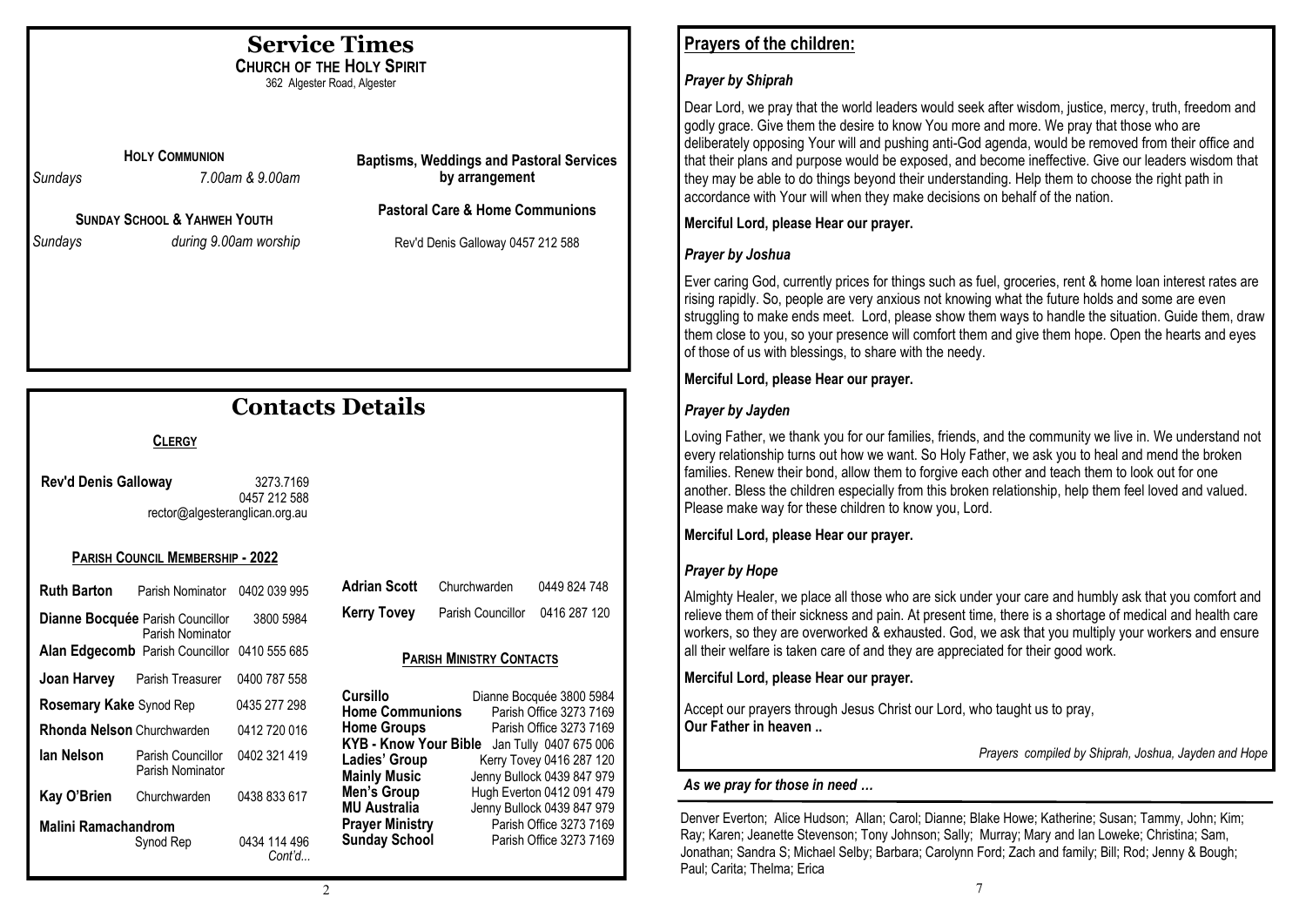# Service Times

**CHURCH OF THE HOLY SPIRIT**

362 Algester Road, Algester

**HOLY COMMUNION**

*Sundays* *7.00am & 9.00am*

**SUNDAY SCHOOL & YAHWEH YOUTH**

*Sundays* *during 9.00am worship*

**Baptisms, Weddings and Pastoral Services by arrangement**

**Pastoral Care & Home Communions**

Rev'd Denis Galloway 0457 212 588

# Contacts Details

**CLERGY**

**Rev'd Denis Galloway** 3273.7169
0457 212 588
rector@algesteranglican.org.au

**PARISH COUNCIL MEMBERSHIP - 2022**

| Name | Role | Phone |
|---|---|---|
| **Ruth Barton** | Parish Nominator | 0402 039 995 |
| **Dianne Bocquée** | Parish Councillor, Parish Nominator | 3800 5984 |
| **Alan Edgecomb** | Parish Councillor | 0410 555 685 |
| **Joan Harvey** | Parish Treasurer | 0400 787 558 |
| **Rosemary Kake** | Synod Rep | 0435 277 298 |
| **Rhonda Nelson** | Churchwarden | 0412 720 016 |
| **Ian Nelson** | Parish Councillor, Parish Nominator | 0402 321 419 |
| **Kay O'Brien** | Churchwarden | 0438 833 617 |
| **Malini Ramachandrom** | Synod Rep | 0434 114 496 |
| **Adrian Scott** | Churchwarden | 0449 824 748 |
| **Kerry Tovey** | Parish Councillor | 0416 287 120 |

*Cont'd...*

**PARISH MINISTRY CONTACTS**

| Ministry | Contact |
|---|---|
| **Cursillo** | Dianne Bocquée 3800 5984 |
| **Home Communions** | Parish Office 3273 7169 |
| **Home Groups** | Parish Office 3273 7169 |
| **KYB - Know Your Bible** | Jan Tully 0407 675 006 |
| **Ladies' Group** | Kerry Tovey 0416 287 120 |
| **Mainly Music** | Jenny Bullock 0439 847 979 |
| **Men's Group** | Hugh Everton 0412 091 479 |
| **MU Australia** | Jenny Bullock 0439 847 979 |
| **Prayer Ministry** | Parish Office 3273 7169 |
| **Sunday School** | Parish Office 3273 7169 |

## Prayers of the children:

### *Prayer by Shiprah*

Dear Lord, we pray that the world leaders would seek after wisdom, justice, mercy, truth, freedom and godly grace. Give them the desire to know You more and more. We pray that those who are deliberately opposing Your will and pushing anti-God agenda, would be removed from their office and that their plans and purpose would be exposed, and become ineffective. Give our leaders wisdom that they may be able to do things beyond their understanding. Help them to choose the right path in accordance with Your will when they make decisions on behalf of the nation.

**Merciful Lord, please Hear our prayer.**

### *Prayer by Joshua*

Ever caring God, currently prices for things such as fuel, groceries, rent & home loan interest rates are rising rapidly. So, people are very anxious not knowing what the future holds and some are even struggling to make ends meet. Lord, please show them ways to handle the situation. Guide them, draw them close to you, so your presence will comfort them and give them hope. Open the hearts and eyes of those of us with blessings, to share with the needy.

**Merciful Lord, please Hear our prayer.**

### *Prayer by Jayden*

Loving Father, we thank you for our families, friends, and the community we live in. We understand not every relationship turns out how we want. So Holy Father, we ask you to heal and mend the broken families. Renew their bond, allow them to forgive each other and teach them to look out for one another. Bless the children especially from this broken relationship, help them feel loved and valued. Please make way for these children to know you, Lord.

**Merciful Lord, please Hear our prayer.**

### *Prayer by Hope*

Almighty Healer, we place all those who are sick under your care and humbly ask that you comfort and relieve them of their sickness and pain. At present time, there is a shortage of medical and health care workers, so they are overworked & exhausted. God, we ask that you multiply your workers and ensure all their welfare is taken care of and they are appreciated for their good work.

**Merciful Lord, please Hear our prayer.**

Accept our prayers through Jesus Christ our Lord, who taught us to pray,
**Our Father in heaven ..**

*Prayers compiled by Shiprah, Joshua, Jayden and Hope*

### *As we pray for those in need …*

Denver Everton; Alice Hudson; Allan; Carol; Dianne; Blake Howe; Katherine; Susan; Tammy, John; Kim; Ray; Karen; Jeanette Stevenson; Tony Johnson; Sally; Murray; Mary and Ian Loweke; Christina; Sam, Jonathan; Sandra S; Michael Selby; Barbara; Carolynn Ford; Zach and family; Bill; Rod; Jenny & Bough; Paul; Carita; Thelma; Erica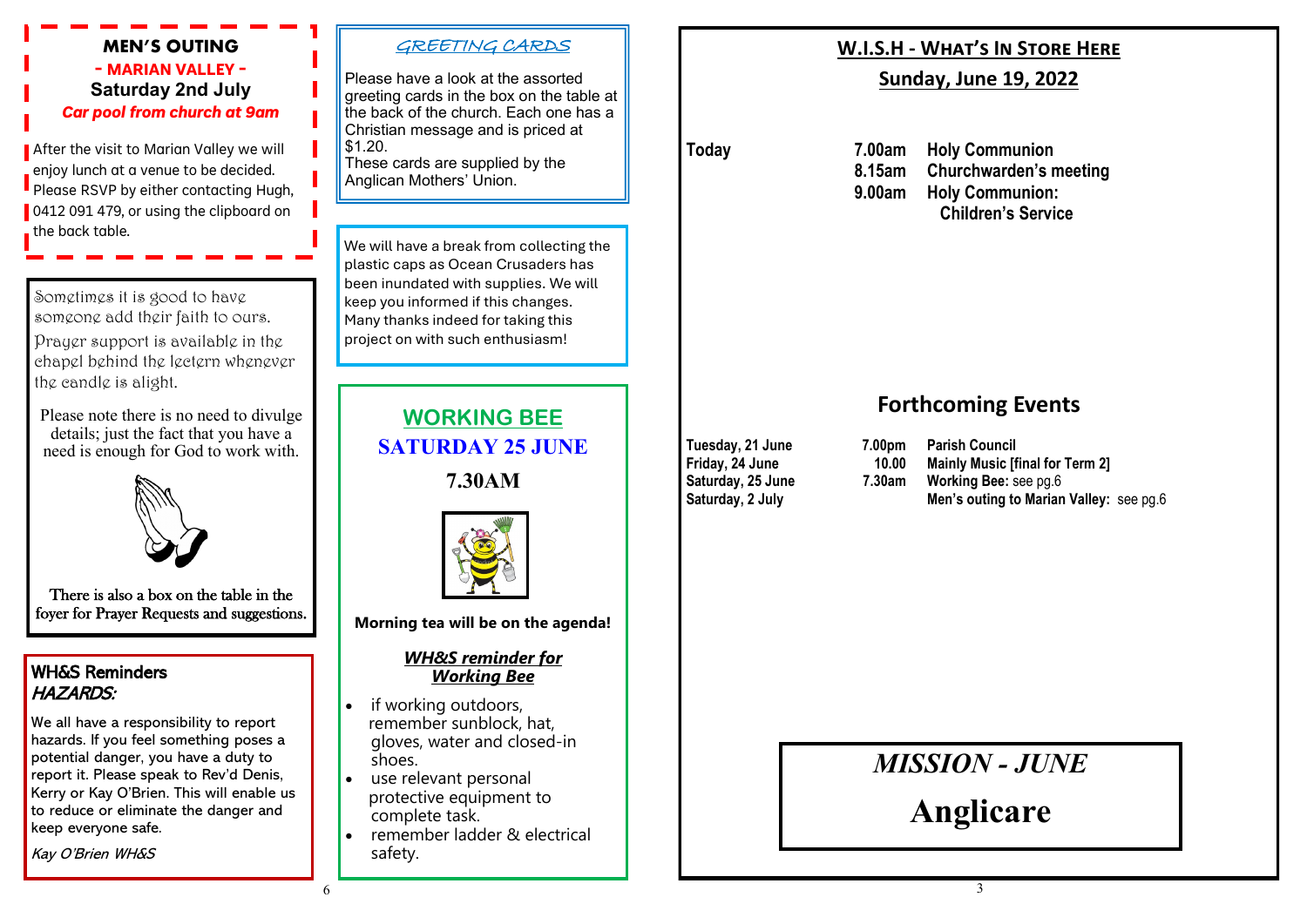## MEN'S OUTING

**- MARIAN VALLEY -**

**Saturday 2nd July**

***Car pool from church at 9am***

After the visit to Marian Valley we will enjoy lunch at a venue to be decided. Please RSVP by either contacting Hugh, 0412 091 479, or using the clipboard on the back table.

Sometimes it is good to have someone add their faith to ours. Prayer support is available in the chapel behind the lectern whenever the candle is alight.

Please note there is no need to divulge details; just the fact that you have a need is enough for God to work with.

There is also a box on the table in the foyer for Prayer Requests and suggestions.

## WH&S Reminders

***HAZARDS:***

We all have a responsibility to report hazards. If you feel something poses a potential danger, you have a duty to report it. Please speak to Rev'd Denis, Kerry or Kay O'Brien. This will enable us to reduce or eliminate the danger and keep everyone safe.

*Kay O'Brien WH&S*

## *GREETING CARDS*

Please have a look at the assorted greeting cards in the box on the table at the back of the church. Each one has a Christian message and is priced at $1.20.
These cards are supplied by the Anglican Mothers' Union.

We will have a break from collecting the plastic caps as Ocean Crusaders has been inundated with supplies. We will keep you informed if this changes. Many thanks indeed for taking this project on with such enthusiasm!

## WORKING BEE

**SATURDAY 25 JUNE**

**7.30AM**

**Morning tea will be on the agenda!**

***WH&S reminder for Working Bee***

- if working outdoors, remember sunblock, hat, gloves, water and closed-in shoes.
- use relevant personal protective equipment to complete task.
- remember ladder & electrical safety.

## W.I.S.H - WHAT'S IN STORE HERE

**Sunday, June 19, 2022**

| | | |
|---|---|---|
| **Today** | **7.00am** | **Holy Communion** |
| | **8.15am** | **Churchwarden's meeting** |
| | **9.00am** | **Holy Communion: Children's Service** |

## Forthcoming Events

| | | |
|---|---|---|
| **Tuesday, 21 June** | **7.00pm** | **Parish Council** |
| **Friday, 24 June** | **10.00** | **Mainly Music [final for Term 2]** |
| **Saturday, 25 June** | **7.30am** | **Working Bee:** see pg.6 |
| **Saturday, 2 July** | | **Men's outing to Marian Valley:** see pg.6 |

*MISSION - JUNE*

**Anglicare**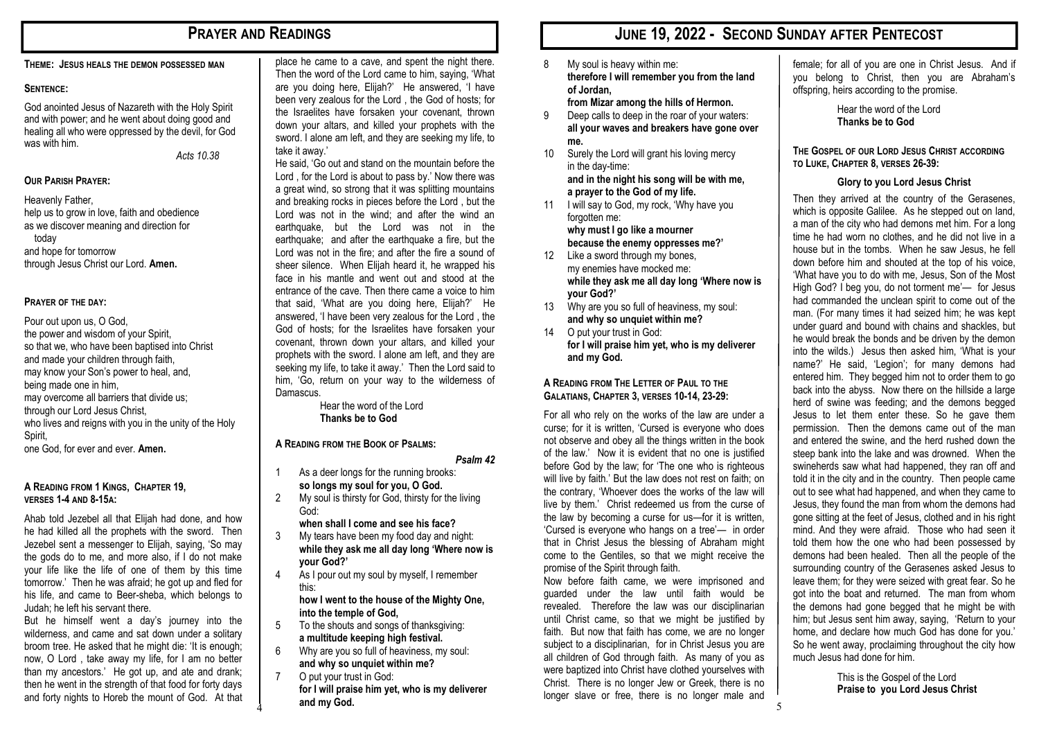## PRAYER AND READINGS

**THEME: JESUS HEALS THE DEMON POSSESSED MAN**

**SENTENCE:**

God anointed Jesus of Nazareth with the Holy Spirit and with power; and he went about doing good and healing all who were oppressed by the devil, for God was with him.

*Acts 10.38*

**OUR PARISH PRAYER:**

Heavenly Father,
help us to grow in love, faith and obedience
as we discover meaning and direction for today
and hope for tomorrow
through Jesus Christ our Lord. **Amen.**

**PRAYER OF THE DAY:**

Pour out upon us, O God,
the power and wisdom of your Spirit,
so that we, who have been baptised into Christ
and made your children through faith,
may know your Son's power to heal, and,
being made one in him,
may overcome all barriers that divide us;
through our Lord Jesus Christ,
who lives and reigns with you in the unity of the Holy Spirit,
one God, for ever and ever. **Amen.**

**A READING FROM 1 KINGS, CHAPTER 19, VERSES 1-4 AND 8-15A:**

Ahab told Jezebel all that Elijah had done, and how he had killed all the prophets with the sword. Then Jezebel sent a messenger to Elijah, saying, 'So may the gods do to me, and more also, if I do not make your life like the life of one of them by this time tomorrow.' Then he was afraid; he got up and fled for his life, and came to Beer-sheba, which belongs to Judah; he left his servant there.

But he himself went a day's journey into the wilderness, and came and sat down under a solitary broom tree. He asked that he might die: 'It is enough; now, O Lord , take away my life, for I am no better than my ancestors.' He got up, and ate and drank; then he went in the strength of that food for forty days and forty nights to Horeb the mount of God. At that place he came to a cave, and spent the night there. Then the word of the Lord came to him, saying, 'What are you doing here, Elijah?' He answered, 'I have been very zealous for the Lord , the God of hosts; for the Israelites have forsaken your covenant, thrown down your altars, and killed your prophets with the sword. I alone am left, and they are seeking my life, to take it away.'

He said, 'Go out and stand on the mountain before the Lord , for the Lord is about to pass by.' Now there was a great wind, so strong that it was splitting mountains and breaking rocks in pieces before the Lord , but the Lord was not in the wind; and after the wind an earthquake, but the Lord was not in the earthquake; and after the earthquake a fire, but the Lord was not in the fire; and after the fire a sound of sheer silence. When Elijah heard it, he wrapped his face in his mantle and went out and stood at the entrance of the cave. Then there came a voice to him that said, 'What are you doing here, Elijah?' He answered, 'I have been very zealous for the Lord , the God of hosts; for the Israelites have forsaken your covenant, thrown down your altars, and killed your prophets with the sword. I alone am left, and they are seeking my life, to take it away.' Then the Lord said to him, 'Go, return on your way to the wilderness of Damascus.

Hear the word of the Lord
**Thanks be to God**

**A READING FROM THE BOOK OF PSALMS:**

*Psalm 42*

1 As a deer longs for the running brooks:
**so longs my soul for you, O God.**

2 My soul is thirsty for God, thirsty for the living God:
**when shall I come and see his face?**

3 My tears have been my food day and night:
**while they ask me all day long 'Where now is your God?'**

4 As I pour out my soul by myself, I remember this:
**how I went to the house of the Mighty One, into the temple of God,**

5 To the shouts and songs of thanksgiving:
**a multitude keeping high festival.**

6 Why are you so full of heaviness, my soul:
**and why so unquiet within me?**

7 O put your trust in God:
**for I will praise him yet, who is my deliverer and my God.**

## JUNE 19, 2022 - SECOND SUNDAY AFTER PENTECOST

8 My soul is heavy within me:
**therefore I will remember you from the land of Jordan,
from Mizar among the hills of Hermon.**

9 Deep calls to deep in the roar of your waters:
**all your waves and breakers have gone over me.**

10 Surely the Lord will grant his loving mercy in the day-time:
**and in the night his song will be with me, a prayer to the God of my life.**

11 I will say to God, my rock, 'Why have you forgotten me:
**why must I go like a mourner because the enemy oppresses me?'**

12 Like a sword through my bones, my enemies have mocked me:
**while they ask me all day long 'Where now is your God?'**

13 Why are you so full of heaviness, my soul:
**and why so unquiet within me?**

14 O put your trust in God:
**for I will praise him yet, who is my deliverer and my God.**

**A READING FROM THE LETTER OF PAUL TO THE GALATIANS, CHAPTER 3, VERSES 10-14, 23-29:**

For all who rely on the works of the law are under a curse; for it is written, 'Cursed is everyone who does not observe and obey all the things written in the book of the law.' Now it is evident that no one is justified before God by the law; for 'The one who is righteous will live by faith.' But the law does not rest on faith; on the contrary, 'Whoever does the works of the law will live by them.' Christ redeemed us from the curse of the law by becoming a curse for us—for it is written, 'Cursed is everyone who hangs on a tree'— in order that in Christ Jesus the blessing of Abraham might come to the Gentiles, so that we might receive the promise of the Spirit through faith.

Now before faith came, we were imprisoned and guarded under the law until faith would be revealed. Therefore the law was our disciplinarian until Christ came, so that we might be justified by faith. But now that faith has come, we are no longer subject to a disciplinarian, for in Christ Jesus you are all children of God through faith. As many of you as were baptized into Christ have clothed yourselves with Christ. There is no longer Jew or Greek, there is no longer slave or free, there is no longer male and female; for all of you are one in Christ Jesus. And if you belong to Christ, then you are Abraham's offspring, heirs according to the promise.

Hear the word of the Lord
**Thanks be to God**

**THE GOSPEL OF OUR LORD JESUS CHRIST ACCORDING TO LUKE, CHAPTER 8, VERSES 26-39:**

**Glory to you Lord Jesus Christ**

Then they arrived at the country of the Gerasenes, which is opposite Galilee. As he stepped out on land, a man of the city who had demons met him. For a long time he had worn no clothes, and he did not live in a house but in the tombs. When he saw Jesus, he fell down before him and shouted at the top of his voice, 'What have you to do with me, Jesus, Son of the Most High God? I beg you, do not torment me'— for Jesus had commanded the unclean spirit to come out of the man. (For many times it had seized him; he was kept under guard and bound with chains and shackles, but he would break the bonds and be driven by the demon into the wilds.) Jesus then asked him, 'What is your name?' He said, 'Legion'; for many demons had entered him. They begged him not to order them to go back into the abyss. Now there on the hillside a large herd of swine was feeding; and the demons begged Jesus to let them enter these. So he gave them permission. Then the demons came out of the man and entered the swine, and the herd rushed down the steep bank into the lake and was drowned. When the swineherds saw what had happened, they ran off and told it in the city and in the country. Then people came out to see what had happened, and when they came to Jesus, they found the man from whom the demons had gone sitting at the feet of Jesus, clothed and in his right mind. And they were afraid. Those who had seen it told them how the one who had been possessed by demons had been healed. Then all the people of the surrounding country of the Gerasenes asked Jesus to leave them; for they were seized with great fear. So he got into the boat and returned. The man from whom the demons had gone begged that he might be with him; but Jesus sent him away, saying, 'Return to your home, and declare how much God has done for you.' So he went away, proclaiming throughout the city how much Jesus had done for him.

This is the Gospel of the Lord
**Praise to you Lord Jesus Christ**